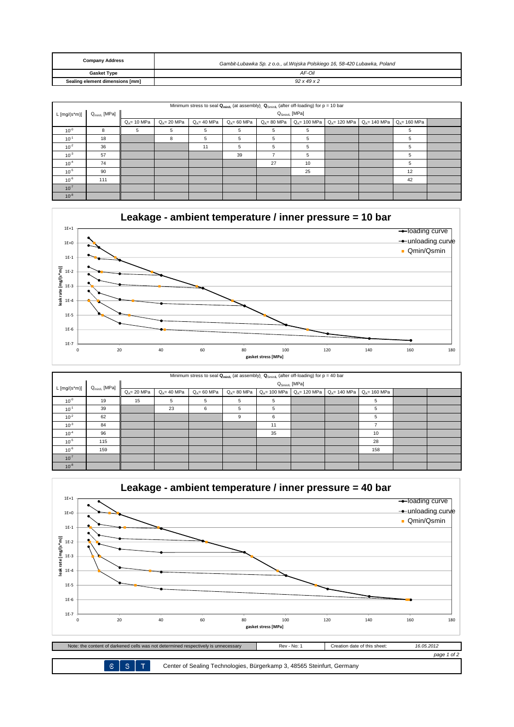| Company Address | Gambit-Lubawka Sp. z o.o., ul.Wojska Polskiego 16, 58-420 Lubawka, Poland |
|---|---|
| Gasket Type | AF-Oil |
| Sealing element dimensions [mm] | 92 x 49 x 2 |

| L [mg/(s*m)] | $Q_{minL}$ [MPa] | Minimum stress to seal $Q_{minL}$ (at assembly), $Q_{SminL}$ (after off-loading) for p = 10 bar $Q_{SminL}$ [MPa] | | | | | | | | | |
|---|---|---|---|---|---|---|---|---|---|---|---|
| | | $Q_A$= 10 MPa | $Q_A$= 20 MPa | $Q_A$= 40 MPa | $Q_A$= 60 MPa | $Q_A$= 80 MPa | $Q_A$= 100 MPa | $Q_A$= 120 MPa | $Q_A$= 140 MPa | $Q_A$= 160 MPa | |
| $10^{0}$ | 8 | 5 | 5 | 5 | 5 | 5 | 5 | | | 5 | |
| $10^{-1}$ | 18 | | 8 | 5 | 5 | 5 | 5 | | | 5 | |
| $10^{-2}$ | 36 | | | 11 | 5 | 5 | 5 | | | 5 | |
| $10^{-3}$ | 57 | | | | 39 | 7 | 5 | | | 5 | |
| $10^{-4}$ | 74 | | | | | 27 | 10 | | | 5 | |
| $10^{-5}$ | 90 | | | | | | 25 | | | 12 | |
| $10^{-6}$ | 111 | | | | | | | | | 42 | |
| $10^{-7}$ | | | | | | | | | | | |
| $10^{-8}$ | | | | | | | | | | | |

## Leakage - ambient temperature / inner pressure = 10 bar

| L [mg/(s*m)] | $Q_{minL}$ [MPa] | Minimum stress to seal $Q_{minL}$ (at assembly), $Q_{SminL}$ (after off-loading) for p = 40 bar $Q_{SminL}$ [MPa] | | | | | | | | | |
|---|---|---|---|---|---|---|---|---|---|---|---|
| | | $Q_A$= 20 MPa | $Q_A$= 40 MPa | $Q_A$= 60 MPa | $Q_A$= 80 MPa | $Q_A$= 100 MPa | $Q_A$= 120 MPa | $Q_A$= 140 MPa | $Q_A$= 160 MPa | | |
| $10^{0}$ | 19 | 15 | 5 | 5 | 5 | 5 | | | 5 | | |
| $10^{-1}$ | 39 | | 23 | 6 | 5 | 5 | | | 5 | | |
| $10^{-2}$ | 62 | | | | 9 | 6 | | | 5 | | |
| $10^{-3}$ | 84 | | | | | 11 | | | 7 | | |
| $10^{-4}$ | 96 | | | | | 35 | | | 10 | | |
| $10^{-5}$ | 115 | | | | | | | | 28 | | |
| $10^{-6}$ | 159 | | | | | | | | 158 | | |
| $10^{-7}$ | | | | | | | | | | | |
| $10^{-8}$ | | | | | | | | | | | |

## Leakage - ambient temperature / inner pressure = 40 bar

| Note: the content of darkened cells was not determined respectively is unnecessary | Rev - No: 1 | Creation date of this sheet: | 16.05.2012 |
|---|---|---|---|

C S T — Center of Sealing Technologies, Bürgerkamp 3, 48565 Steinfurt, Germany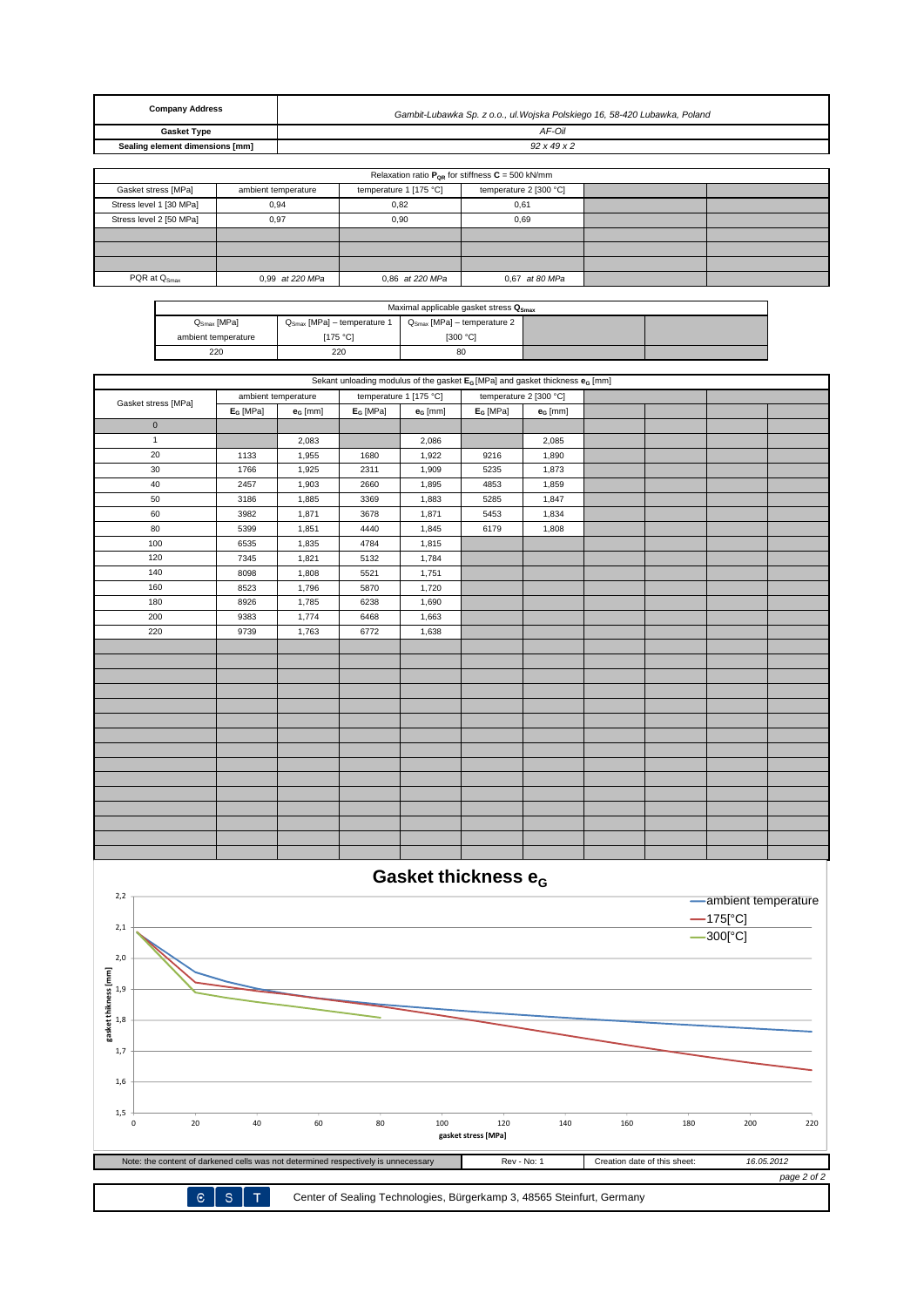| | |
|---|---|
| **Company Address** | *Gambit-Lubawka Sp. z o.o., ul.Wojska Polskiego 16, 58-420 Lubawka, Poland* |
| **Gasket Type** | *AF-Oil* |
| **Sealing element dimensions [mm]** | *92 x 49 x 2* |

| Relaxation ratio $P_{QR}$ for stiffness **C** = 500 kN/mm | | | | | |
|---|---|---|---|---|---|
| Gasket stress [MPa] | ambient temperature | temperature 1 [175 °C] | temperature 2 [300 °C] | | |
| Stress level 1 [30 MPa] | 0,94 | 0,82 | 0,61 | | |
| Stress level 2 [50 MPa] | 0,97 | 0,90 | 0,69 | | |
| | | | | | |
| | | | | | |
| | | | | | |
| PQR at $Q_{Smax}$ | 0,99 *at 220 MPa* | 0,86 *at 220 MPa* | 0,67 *at 80 MPa* | | |

| Maximal applicable gasket stress $Q_{Smax}$ | | | | |
|---|---|---|---|---|
| $Q_{Smax}$ [MPa] | $Q_{Smax}$ [MPa] – temperature 1 | $Q_{Smax}$ [MPa] – temperature 2 | | |
| ambient temperature | [175 °C] | [300 °C] | | |
| 220 | 220 | 80 | | |

| Sekant unloading modulus of the gasket $E_G$ [MPa] and gasket thickness $e_G$ [mm] | | | | | | | | | | |
|---|---|---|---|---|---|---|---|---|---|---|
| Gasket stress [MPa] | ambient temperature | | temperature 1 [175 °C] | | temperature 2 [300 °C] | | | | | |
| | $E_G$ [MPa] | $e_G$ [mm] | $E_G$ [MPa] | $e_G$ [mm] | $E_G$ [MPa] | $e_G$ [mm] | | | | |
| 0 | | | | | | | | | | |
| 1 | | 2,083 | | 2,086 | | 2,085 | | | | |
| 20 | 1133 | 1,955 | 1680 | 1,922 | 9216 | 1,890 | | | | |
| 30 | 1766 | 1,925 | 2311 | 1,909 | 5235 | 1,873 | | | | |
| 40 | 2457 | 1,903 | 2660 | 1,895 | 4853 | 1,859 | | | | |
| 50 | 3186 | 1,885 | 3369 | 1,883 | 5285 | 1,847 | | | | |
| 60 | 3982 | 1,871 | 3678 | 1,871 | 5453 | 1,834 | | | | |
| 80 | 5399 | 1,851 | 4440 | 1,845 | 6179 | 1,808 | | | | |
| 100 | 6535 | 1,835 | 4784 | 1,815 | | | | | | |
| 120 | 7345 | 1,821 | 5132 | 1,784 | | | | | | |
| 140 | 8098 | 1,808 | 5521 | 1,751 | | | | | | |
| 160 | 8523 | 1,796 | 5870 | 1,720 | | | | | | |
| 180 | 8926 | 1,785 | 6238 | 1,690 | | | | | | |
| 200 | 9383 | 1,774 | 6468 | 1,663 | | | | | | |
| 220 | 9739 | 1,763 | 6772 | 1,638 | | | | | | |

**Gasket thickness $e_G$**

ambient temperature
175[°C]
300[°C]

gasket thikness [mm]
2,2
2,1
2,0
1,9
1,8
1,7
1,6
1,5

0 20 40 60 80 100 120 140 160 180 200 220
gasket stress [MPa]

| | | | |
|---|---|---|---|
| Note: the content of darkened cells was not determined respectively is unnecessary | Rev - No: 1 | Creation date of this sheet: | *16.05.2012* |

C S T Center of Sealing Technologies, Bürgerkamp 3, 48565 Steinfurt, Germany